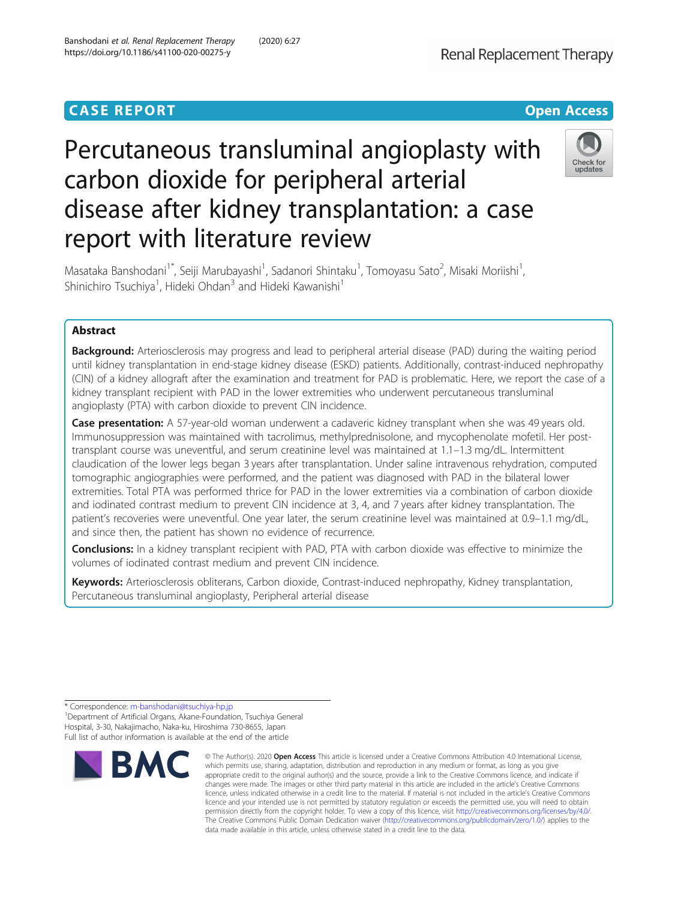CASE REPORT

Open Access

# Percutaneous transluminal angioplasty with carbon dioxide for peripheral arterial disease after kidney transplantation: a case report with literature review

Masataka Banshodani[1*], Seiji Marubayashi[1], Sadanori Shintaku[1], Tomoyasu Sato[2], Misaki Moriishi[1], Shinichiro Tsuchiya[1], Hideki Ohdan[3] and Hideki Kawanishi[1]

## Abstract

**Background:** Arteriosclerosis may progress and lead to peripheral arterial disease (PAD) during the waiting period until kidney transplantation in end-stage kidney disease (ESKD) patients. Additionally, contrast-induced nephropathy (CIN) of a kidney allograft after the examination and treatment for PAD is problematic. Here, we report the case of a kidney transplant recipient with PAD in the lower extremities who underwent percutaneous transluminal angioplasty (PTA) with carbon dioxide to prevent CIN incidence.

**Case presentation:** A 57-year-old woman underwent a cadaveric kidney transplant when she was 49 years old. Immunosuppression was maintained with tacrolimus, methylprednisolone, and mycophenolate mofetil. Her post-transplant course was uneventful, and serum creatinine level was maintained at 1.1–1.3 mg/dL. Intermittent claudication of the lower legs began 3 years after transplantation. Under saline intravenous rehydration, computed tomographic angiographies were performed, and the patient was diagnosed with PAD in the bilateral lower extremities. Total PTA was performed thrice for PAD in the lower extremities via a combination of carbon dioxide and iodinated contrast medium to prevent CIN incidence at 3, 4, and 7 years after kidney transplantation. The patient's recoveries were uneventful. One year later, the serum creatinine level was maintained at 0.9–1.1 mg/dL, and since then, the patient has shown no evidence of recurrence.

**Conclusions:** In a kidney transplant recipient with PAD, PTA with carbon dioxide was effective to minimize the volumes of iodinated contrast medium and prevent CIN incidence.

**Keywords:** Arteriosclerosis obliterans, Carbon dioxide, Contrast-induced nephropathy, Kidney transplantation, Percutaneous transluminal angioplasty, Peripheral arterial disease

---

* Correspondence: m-banshodani@tsuchiya-hp.jp

[1]Department of Artificial Organs, Akane-Foundation, Tsuchiya General Hospital, 3-30, Nakajimacho, Naka-ku, Hiroshima 730-8655, Japan

Full list of author information is available at the end of the article

© The Author(s). 2020 **Open Access** This article is licensed under a Creative Commons Attribution 4.0 International License, which permits use, sharing, adaptation, distribution and reproduction in any medium or format, as long as you give appropriate credit to the original author(s) and the source, provide a link to the Creative Commons licence, and indicate if changes were made. The images or other third party material in this article are included in the article's Creative Commons licence, unless indicated otherwise in a credit line to the material. If material is not included in the article's Creative Commons licence and your intended use is not permitted by statutory regulation or exceeds the permitted use, you will need to obtain permission directly from the copyright holder. To view a copy of this licence, visit http://creativecommons.org/licenses/by/4.0/. The Creative Commons Public Domain Dedication waiver (http://creativecommons.org/publicdomain/zero/1.0/) applies to the data made available in this article, unless otherwise stated in a credit line to the data.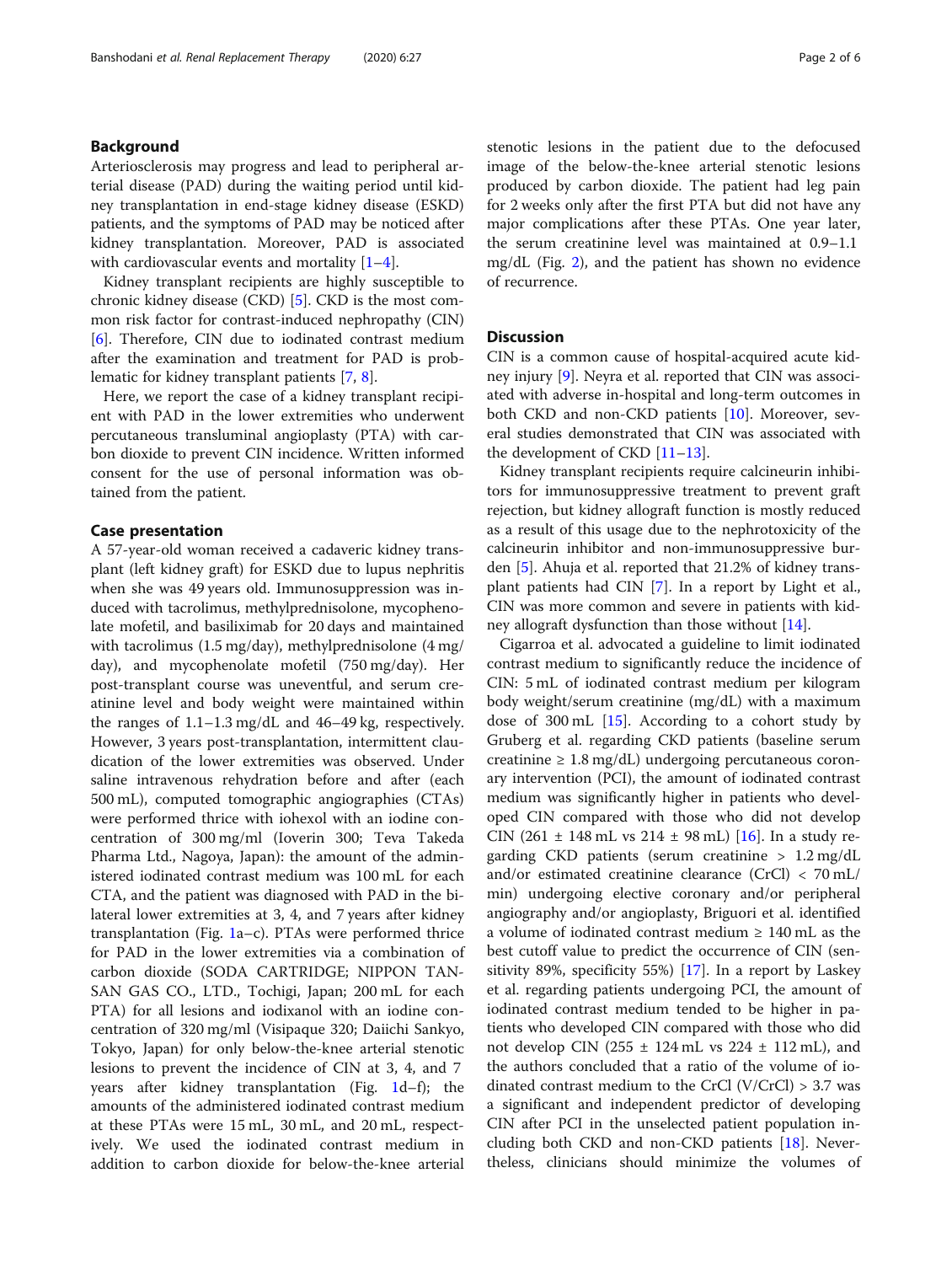## Background

Arteriosclerosis may progress and lead to peripheral arterial disease (PAD) during the waiting period until kidney transplantation in end-stage kidney disease (ESKD) patients, and the symptoms of PAD may be noticed after kidney transplantation. Moreover, PAD is associated with cardiovascular events and mortality [1–4].

Kidney transplant recipients are highly susceptible to chronic kidney disease (CKD) [5]. CKD is the most common risk factor for contrast-induced nephropathy (CIN) [6]. Therefore, CIN due to iodinated contrast medium after the examination and treatment for PAD is problematic for kidney transplant patients [7, 8].

Here, we report the case of a kidney transplant recipient with PAD in the lower extremities who underwent percutaneous transluminal angioplasty (PTA) with carbon dioxide to prevent CIN incidence. Written informed consent for the use of personal information was obtained from the patient.

## Case presentation

A 57-year-old woman received a cadaveric kidney transplant (left kidney graft) for ESKD due to lupus nephritis when she was 49 years old. Immunosuppression was induced with tacrolimus, methylprednisolone, mycophenolate mofetil, and basiliximab for 20 days and maintained with tacrolimus (1.5 mg/day), methylprednisolone (4 mg/day), and mycophenolate mofetil (750 mg/day). Her post-transplant course was uneventful, and serum creatinine level and body weight were maintained within the ranges of 1.1–1.3 mg/dL and 46–49 kg, respectively. However, 3 years post-transplantation, intermittent claudication of the lower extremities was observed. Under saline intravenous rehydration before and after (each 500 mL), computed tomographic angiographies (CTAs) were performed thrice with iohexol with an iodine concentration of 300 mg/ml (Ioverin 300; Teva Takeda Pharma Ltd., Nagoya, Japan): the amount of the administered iodinated contrast medium was 100 mL for each CTA, and the patient was diagnosed with PAD in the bilateral lower extremities at 3, 4, and 7 years after kidney transplantation (Fig. 1a–c). PTAs were performed thrice for PAD in the lower extremities via a combination of carbon dioxide (SODA CARTRIDGE; NIPPON TANSAN GAS CO., LTD., Tochigi, Japan; 200 mL for each PTA) for all lesions and iodixanol with an iodine concentration of 320 mg/ml (Visipaque 320; Daiichi Sankyo, Tokyo, Japan) for only below-the-knee arterial stenotic lesions to prevent the incidence of CIN at 3, 4, and 7 years after kidney transplantation (Fig. 1d–f); the amounts of the administered iodinated contrast medium at these PTAs were 15 mL, 30 mL, and 20 mL, respectively. We used the iodinated contrast medium in addition to carbon dioxide for below-the-knee arterial stenotic lesions in the patient due to the defocused image of the below-the-knee arterial stenotic lesions produced by carbon dioxide. The patient had leg pain for 2 weeks only after the first PTA but did not have any major complications after these PTAs. One year later, the serum creatinine level was maintained at 0.9–1.1 mg/dL (Fig. 2), and the patient has shown no evidence of recurrence.

## Discussion

CIN is a common cause of hospital-acquired acute kidney injury [9]. Neyra et al. reported that CIN was associated with adverse in-hospital and long-term outcomes in both CKD and non-CKD patients [10]. Moreover, several studies demonstrated that CIN was associated with the development of CKD [11–13].

Kidney transplant recipients require calcineurin inhibitors for immunosuppressive treatment to prevent graft rejection, but kidney allograft function is mostly reduced as a result of this usage due to the nephrotoxicity of the calcineurin inhibitor and non-immunosuppressive burden [5]. Ahuja et al. reported that 21.2% of kidney transplant patients had CIN [7]. In a report by Light et al., CIN was more common and severe in patients with kidney allograft dysfunction than those without [14].

Cigarroa et al. advocated a guideline to limit iodinated contrast medium to significantly reduce the incidence of CIN: 5 mL of iodinated contrast medium per kilogram body weight/serum creatinine (mg/dL) with a maximum dose of 300 mL [15]. According to a cohort study by Gruberg et al. regarding CKD patients (baseline serum creatinine ≥ 1.8 mg/dL) undergoing percutaneous coronary intervention (PCI), the amount of iodinated contrast medium was significantly higher in patients who developed CIN compared with those who did not develop CIN (261 ± 148 mL vs 214 ± 98 mL) [16]. In a study regarding CKD patients (serum creatinine > 1.2 mg/dL and/or estimated creatinine clearance (CrCl) < 70 mL/min) undergoing elective coronary and/or peripheral angiography and/or angioplasty, Briguori et al. identified a volume of iodinated contrast medium ≥ 140 mL as the best cutoff value to predict the occurrence of CIN (sensitivity 89%, specificity 55%) [17]. In a report by Laskey et al. regarding patients undergoing PCI, the amount of iodinated contrast medium tended to be higher in patients who developed CIN compared with those who did not develop CIN (255 ± 124 mL vs 224 ± 112 mL), and the authors concluded that a ratio of the volume of iodinated contrast medium to the CrCl (V/CrCl) > 3.7 was a significant and independent predictor of developing CIN after PCI in the unselected patient population including both CKD and non-CKD patients [18]. Nevertheless, clinicians should minimize the volumes of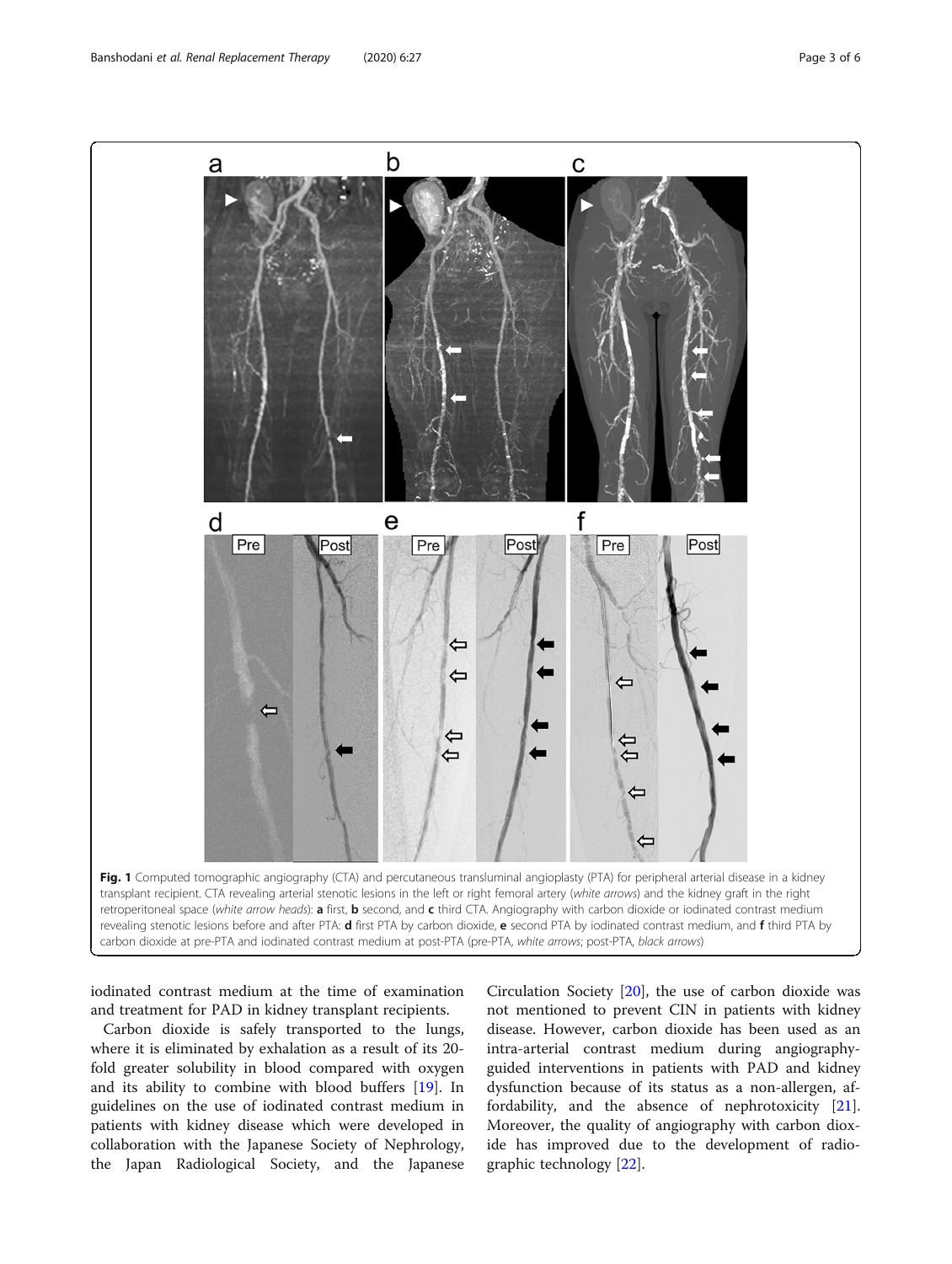Fig. 1 Computed tomographic angiography (CTA) and percutaneous transluminal angioplasty (PTA) for peripheral arterial disease in a kidney transplant recipient. CTA revealing arterial stenotic lesions in the left or right femoral artery (*white arrows*) and the kidney graft in the right retroperitoneal space (*white arrow heads*): **a** first, **b** second, and **c** third CTA. Angiography with carbon dioxide or iodinated contrast medium revealing stenotic lesions before and after PTA: **d** first PTA by carbon dioxide, **e** second PTA by iodinated contrast medium, and **f** third PTA by carbon dioxide at pre-PTA and iodinated contrast medium at post-PTA (pre-PTA, *white arrows*; post-PTA, *black arrows*)

iodinated contrast medium at the time of examination and treatment for PAD in kidney transplant recipients.

Carbon dioxide is safely transported to the lungs, where it is eliminated by exhalation as a result of its 20-fold greater solubility in blood compared with oxygen and its ability to combine with blood buffers [19]. In guidelines on the use of iodinated contrast medium in patients with kidney disease which were developed in collaboration with the Japanese Society of Nephrology, the Japan Radiological Society, and the Japanese Circulation Society [20], the use of carbon dioxide was not mentioned to prevent CIN in patients with kidney disease. However, carbon dioxide has been used as an intra-arterial contrast medium during angiography-guided interventions in patients with PAD and kidney dysfunction because of its status as a non-allergen, affordability, and the absence of nephrotoxicity [21]. Moreover, the quality of angiography with carbon dioxide has improved due to the development of radiographic technology [22].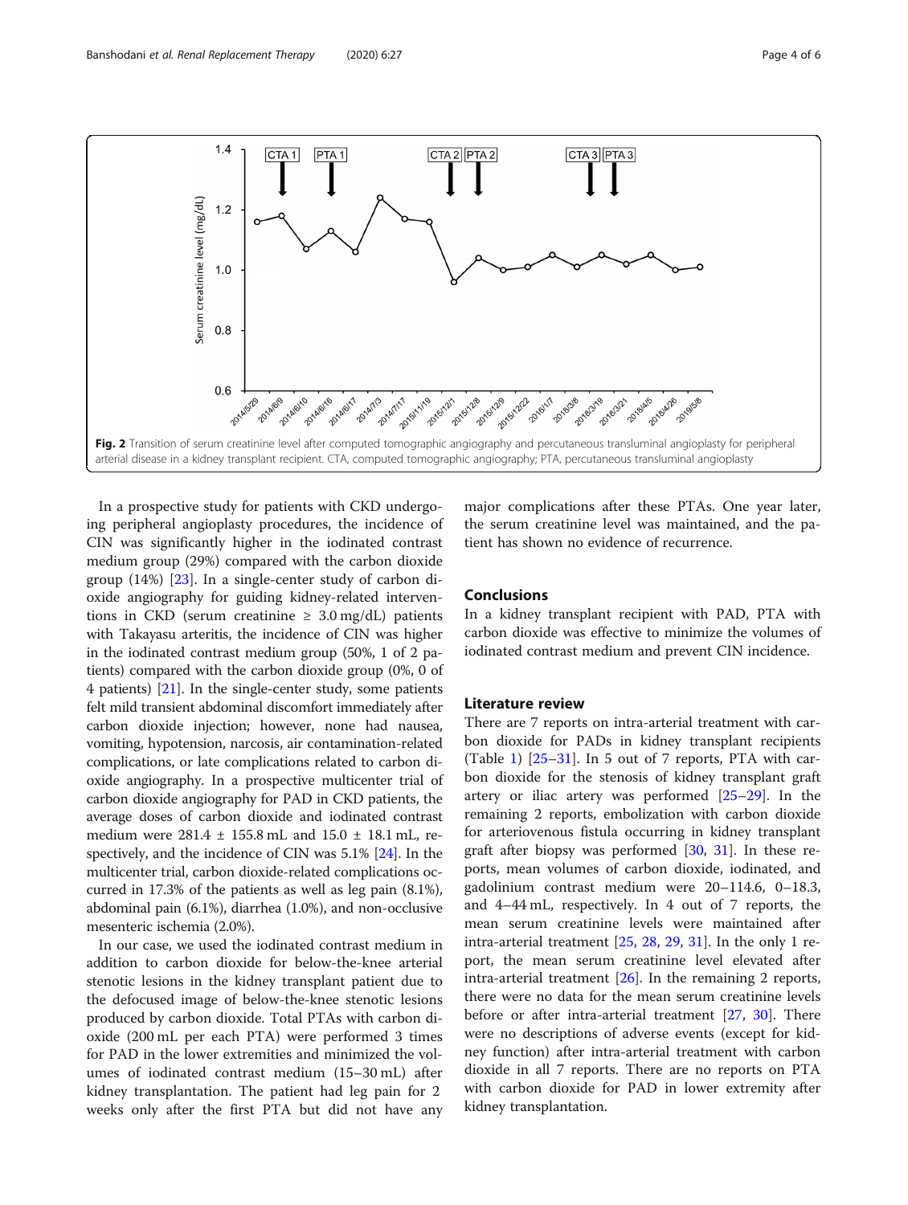Fig. 2 Transition of serum creatinine level after computed tomographic angiography and percutaneous transluminal angioplasty for peripheral arterial disease in a kidney transplant recipient. CTA, computed tomographic angiography; PTA, percutaneous transluminal angioplasty

In a prospective study for patients with CKD undergoing peripheral angioplasty procedures, the incidence of CIN was significantly higher in the iodinated contrast medium group (29%) compared with the carbon dioxide group (14%) [23]. In a single-center study of carbon dioxide angiography for guiding kidney-related interventions in CKD (serum creatinine ≥ 3.0 mg/dL) patients with Takayasu arteritis, the incidence of CIN was higher in the iodinated contrast medium group (50%, 1 of 2 patients) compared with the carbon dioxide group (0%, 0 of 4 patients) [21]. In the single-center study, some patients felt mild transient abdominal discomfort immediately after carbon dioxide injection; however, none had nausea, vomiting, hypotension, narcosis, air contamination-related complications, or late complications related to carbon dioxide angiography. In a prospective multicenter trial of carbon dioxide angiography for PAD in CKD patients, the average doses of carbon dioxide and iodinated contrast medium were 281.4 ± 155.8 mL and 15.0 ± 18.1 mL, respectively, and the incidence of CIN was 5.1% [24]. In the multicenter trial, carbon dioxide-related complications occurred in 17.3% of the patients as well as leg pain (8.1%), abdominal pain (6.1%), diarrhea (1.0%), and non-occlusive mesenteric ischemia (2.0%).

In our case, we used the iodinated contrast medium in addition to carbon dioxide for below-the-knee arterial stenotic lesions in the kidney transplant patient due to the defocused image of below-the-knee stenotic lesions produced by carbon dioxide. Total PTAs with carbon dioxide (200 mL per each PTA) were performed 3 times for PAD in the lower extremities and minimized the volumes of iodinated contrast medium (15–30 mL) after kidney transplantation. The patient had leg pain for 2 weeks only after the first PTA but did not have any major complications after these PTAs. One year later, the serum creatinine level was maintained, and the patient has shown no evidence of recurrence.

## Conclusions

In a kidney transplant recipient with PAD, PTA with carbon dioxide was effective to minimize the volumes of iodinated contrast medium and prevent CIN incidence.

## Literature review

There are 7 reports on intra-arterial treatment with carbon dioxide for PADs in kidney transplant recipients (Table 1) [25–31]. In 5 out of 7 reports, PTA with carbon dioxide for the stenosis of kidney transplant graft artery or iliac artery was performed [25–29]. In the remaining 2 reports, embolization with carbon dioxide for arteriovenous fistula occurring in kidney transplant graft after biopsy was performed [30, 31]. In these reports, mean volumes of carbon dioxide, iodinated, and gadolinium contrast medium were 20–114.6, 0–18.3, and 4–44 mL, respectively. In 4 out of 7 reports, the mean serum creatinine levels were maintained after intra-arterial treatment [25, 28, 29, 31]. In the only 1 report, the mean serum creatinine level elevated after intra-arterial treatment [26]. In the remaining 2 reports, there were no data for the mean serum creatinine levels before or after intra-arterial treatment [27, 30]. There were no descriptions of adverse events (except for kidney function) after intra-arterial treatment with carbon dioxide in all 7 reports. There are no reports on PTA with carbon dioxide for PAD in lower extremity after kidney transplantation.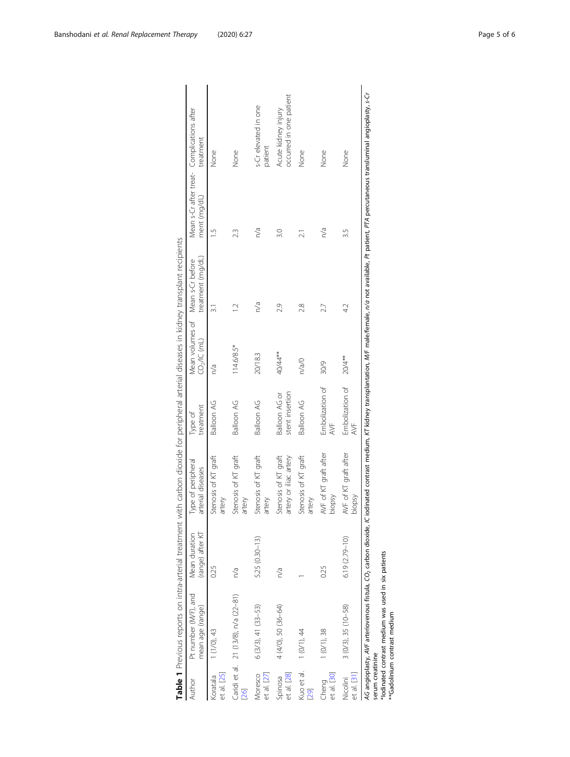**Table 1** Previous reports on intra-arterial treatment with carbon dioxide for peripheral arterial diseases in kidney transplant recipients

| Author | Pt number (M/F), and mean age (range) | Mean duration (range) after KT | Type of peripheral arterial diseases | Type of treatment | Mean volumes of $CO_2$/IC (mL) | Mean s-Cr before treatment (mg/dL) | Mean s-Cr after treatment (mg/dL) | Complications after treatment |
|---|---|---|---|---|---|---|---|---|
| Koratala et al. [25] | 1 (1/0), 43 | 0.25 | Stenosis of KT graft artery | Balloon AG | n/a | 3.1 | 1.5 | None |
| Caridi et al. [26] | 21 (13/8), n/a (22–81) | n/a | Stenosis of KT graft artery | Balloon AG | 114.6/8.5* | 1.2 | 2.3 | None |
| Moresco et al. [27] | 6 (3/3), 41 (33–53) | 5.25 (0.30–13) | Stenosis of KT graft artery | Balloon AG | 20/18.3 | n/a | n/a | s-Cr elevated in one patient |
| Spinosa et al. [28] | 4 (4/0), 50 (36–64) | n/a | Stenosis of KT graft artery or iliac artery | Balloon AG or stent insertion | 40/44** | 2.9 | 3.0 | Acute kidney injury occurred in one patient |
| Kuo et al. [29] | 1 (0/1), 44 | 1 | Stenosis of KT graft artery | Balloon AG | n/a/0 | 2.8 | 2.1 | None |
| Cheng et al. [30] | 1 (0/1), 38 | 0.25 | AVF of KT graft after biopsy | Embolization of AVF | 30/9 | 2.7 | n/a | None |
| Nicolini et al. [31] | 3 (0/3), 35 (10–58) | 6.19 (2.79–10) | AVF of KT graft after biopsy | Embolization of AVF | 20/4** | 4.2 | 3.5 | None |

*AG* angioplasty, *AVF* arteriovenous fistula, $CO_2$ carbon dioxide, *IC* iodinated contrast medium, *KT* kidney transplantation, *M/F* male/female, *n/a* not available, *Pt* patient, *PTA* percutaneous transluminal angioplasty, *s-Cr* serum creatinine

*Iodinated contrast medium was used in six patients

**Gadolinium contrast medium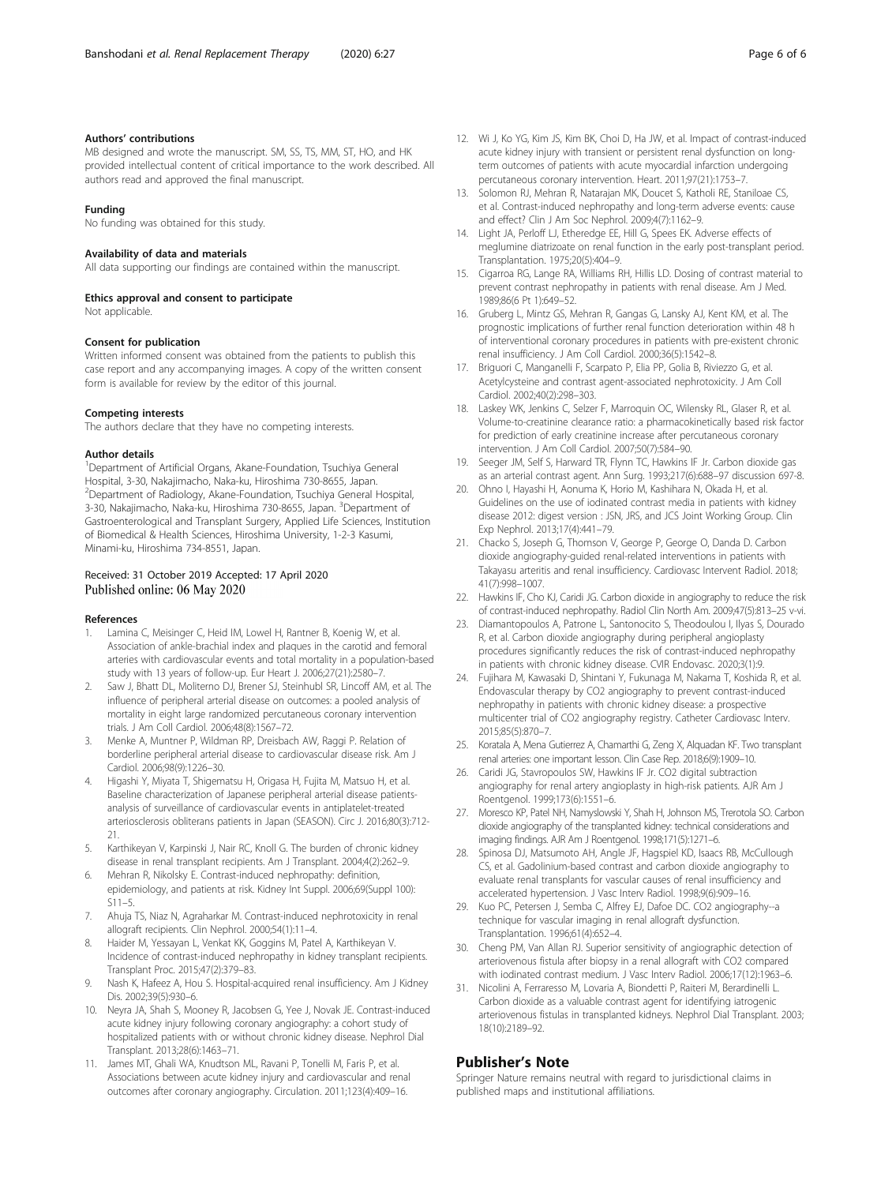### Authors' contributions

MB designed and wrote the manuscript. SM, SS, TS, MM, ST, HO, and HK provided intellectual content of critical importance to the work described. All authors read and approved the final manuscript.

### Funding

No funding was obtained for this study.

### Availability of data and materials

All data supporting our findings are contained within the manuscript.

### Ethics approval and consent to participate

Not applicable.

### Consent for publication

Written informed consent was obtained from the patients to publish this case report and any accompanying images. A copy of the written consent form is available for review by the editor of this journal.

### Competing interests

The authors declare that they have no competing interests.

### Author details

[1]Department of Artificial Organs, Akane-Foundation, Tsuchiya General Hospital, 3-30, Nakajimacho, Naka-ku, Hiroshima 730-8655, Japan. [2]Department of Radiology, Akane-Foundation, Tsuchiya General Hospital, 3-30, Nakajimacho, Naka-ku, Hiroshima 730-8655, Japan. [3]Department of Gastroenterological and Transplant Surgery, Applied Life Sciences, Institution of Biomedical & Health Sciences, Hiroshima University, 1-2-3 Kasumi, Minami-ku, Hiroshima 734-8551, Japan.

Received: 31 October 2019 Accepted: 17 April 2020
Published online: 06 May 2020

### References

1. Lamina C, Meisinger C, Heid IM, Lowel H, Rantner B, Koenig W, et al. Association of ankle-brachial index and plaques in the carotid and femoral arteries with cardiovascular events and total mortality in a population-based study with 13 years of follow-up. Eur Heart J. 2006;27(21):2580–7.
2. Saw J, Bhatt DL, Moliterno DJ, Brener SJ, Steinhubl SR, Lincoff AM, et al. The influence of peripheral arterial disease on outcomes: a pooled analysis of mortality in eight large randomized percutaneous coronary intervention trials. J Am Coll Cardiol. 2006;48(8):1567–72.
3. Menke A, Muntner P, Wildman RP, Dreisbach AW, Raggi P. Relation of borderline peripheral arterial disease to cardiovascular disease risk. Am J Cardiol. 2006;98(9):1226–30.
4. Higashi Y, Miyata T, Shigematsu H, Origasa H, Fujita M, Matsuo H, et al. Baseline characterization of Japanese peripheral arterial disease patients-analysis of surveillance of cardiovascular events in antiplatelet-treated arteriosclerosis obliterans patients in Japan (SEASON). Circ J. 2016;80(3):712-21.
5. Karthikeyan V, Karpinski J, Nair RC, Knoll G. The burden of chronic kidney disease in renal transplant recipients. Am J Transplant. 2004;4(2):262–9.
6. Mehran R, Nikolsky E. Contrast-induced nephropathy: definition, epidemiology, and patients at risk. Kidney Int Suppl. 2006;69(Suppl 100): S11–5.
7. Ahuja TS, Niaz N, Agraharkar M. Contrast-induced nephrotoxicity in renal allograft recipients. Clin Nephrol. 2000;54(1):11–4.
8. Haider M, Yessayan L, Venkat KK, Goggins M, Patel A, Karthikeyan V. Incidence of contrast-induced nephropathy in kidney transplant recipients. Transplant Proc. 2015;47(2):379–83.
9. Nash K, Hafeez A, Hou S. Hospital-acquired renal insufficiency. Am J Kidney Dis. 2002;39(5):930–6.
10. Neyra JA, Shah S, Mooney R, Jacobsen G, Yee J, Novak JE. Contrast-induced acute kidney injury following coronary angiography: a cohort study of hospitalized patients with or without chronic kidney disease. Nephrol Dial Transplant. 2013;28(6):1463–71.
11. James MT, Ghali WA, Knudtson ML, Ravani P, Tonelli M, Faris P, et al. Associations between acute kidney injury and cardiovascular and renal outcomes after coronary angiography. Circulation. 2011;123(4):409–16.
12. Wi J, Ko YG, Kim JS, Kim BK, Choi D, Ha JW, et al. Impact of contrast-induced acute kidney injury with transient or persistent renal dysfunction on long-term outcomes of patients with acute myocardial infarction undergoing percutaneous coronary intervention. Heart. 2011;97(21):1753–7.
13. Solomon RJ, Mehran R, Natarajan MK, Doucet S, Katholi RE, Staniloae CS, et al. Contrast-induced nephropathy and long-term adverse events: cause and effect? Clin J Am Soc Nephrol. 2009;4(7):1162–9.
14. Light JA, Perloff LJ, Etheredge EE, Hill G, Spees EK. Adverse effects of meglumine diatrizoate on renal function in the early post-transplant period. Transplantation. 1975;20(5):404–9.
15. Cigarroa RG, Lange RA, Williams RH, Hillis LD. Dosing of contrast material to prevent contrast nephropathy in patients with renal disease. Am J Med. 1989;86(6 Pt 1):649–52.
16. Gruberg L, Mintz GS, Mehran R, Gangas G, Lansky AJ, Kent KM, et al. The prognostic implications of further renal function deterioration within 48 h of interventional coronary procedures in patients with pre-existent chronic renal insufficiency. J Am Coll Cardiol. 2000;36(5):1542–8.
17. Briguori C, Manganelli F, Scarpato P, Elia PP, Golia B, Riviezzo G, et al. Acetylcysteine and contrast agent-associated nephrotoxicity. J Am Coll Cardiol. 2002;40(2):298–303.
18. Laskey WK, Jenkins C, Selzer F, Marroquin OC, Wilensky RL, Glaser R, et al. Volume-to-creatinine clearance ratio: a pharmacokinetically based risk factor for prediction of early creatinine increase after percutaneous coronary intervention. J Am Coll Cardiol. 2007;50(7):584–90.
19. Seeger JM, Self S, Harward TR, Flynn TC, Hawkins IF Jr. Carbon dioxide gas as an arterial contrast agent. Ann Surg. 1993;217(6):688–97 discussion 697-8.
20. Ohno I, Hayashi H, Aonuma K, Horio M, Kashihara N, Okada H, et al. Guidelines on the use of iodinated contrast media in patients with kidney disease 2012: digest version : JSN, JRS, and JCS Joint Working Group. Clin Exp Nephrol. 2013;17(4):441–79.
21. Chacko S, Joseph G, Thomson V, George P, George O, Danda D. Carbon dioxide angiography-guided renal-related interventions in patients with Takayasu arteritis and renal insufficiency. Cardiovasc Intervent Radiol. 2018; 41(7):998–1007.
22. Hawkins IF, Cho KJ, Caridi JG. Carbon dioxide in angiography to reduce the risk of contrast-induced nephropathy. Radiol Clin North Am. 2009;47(5):813–25 v-vi.
23. Diamantopoulos A, Patrone L, Santonocito S, Theodoulou I, Ilyas S, Dourado R, et al. Carbon dioxide angiography during peripheral angioplasty procedures significantly reduces the risk of contrast-induced nephropathy in patients with chronic kidney disease. CVIR Endovasc. 2020;3(1):9.
24. Fujihara M, Kawasaki D, Shintani Y, Fukunaga M, Nakama T, Koshida R, et al. Endovascular therapy by CO2 angiography to prevent contrast-induced nephropathy in patients with chronic kidney disease: a prospective multicenter trial of CO2 angiography registry. Catheter Cardiovasc Interv. 2015;85(5):870–7.
25. Koratala A, Mena Gutierrez A, Chamarthi G, Zeng X, Alquadan KF. Two transplant renal arteries: one important lesson. Clin Case Rep. 2018;6(9):1909–10.
26. Caridi JG, Stavropoulos SW, Hawkins IF Jr. CO2 digital subtraction angiography for renal artery angioplasty in high-risk patients. AJR Am J Roentgenol. 1999;173(6):1551–6.
27. Moresco KP, Patel NH, Namyslowski Y, Shah H, Johnson MS, Trerotola SO. Carbon dioxide angiography of the transplanted kidney: technical considerations and imaging findings. AJR Am J Roentgenol. 1998;171(5):1271–6.
28. Spinosa DJ, Matsumoto AH, Angle JF, Hagspiel KD, Isaacs RB, McCullough CS, et al. Gadolinium-based contrast and carbon dioxide angiography to evaluate renal transplants for vascular causes of renal insufficiency and accelerated hypertension. J Vasc Interv Radiol. 1998;9(6):909–16.
29. Kuo PC, Petersen J, Semba C, Alfrey EJ, Dafoe DC. CO2 angiography--a technique for vascular imaging in renal allograft dysfunction. Transplantation. 1996;61(4):652–4.
30. Cheng PM, Van Allan RJ. Superior sensitivity of angiographic detection of arteriovenous fistula after biopsy in a renal allograft with CO2 compared with iodinated contrast medium. J Vasc Interv Radiol. 2006;17(12):1963–6.
31. Nicolini A, Ferraresso M, Lovaria A, Biondetti P, Raiteri M, Berardinelli L. Carbon dioxide as a valuable contrast agent for identifying iatrogenic arteriovenous fistulas in transplanted kidneys. Nephrol Dial Transplant. 2003; 18(10):2189–92.

## Publisher's Note

Springer Nature remains neutral with regard to jurisdictional claims in published maps and institutional affiliations.